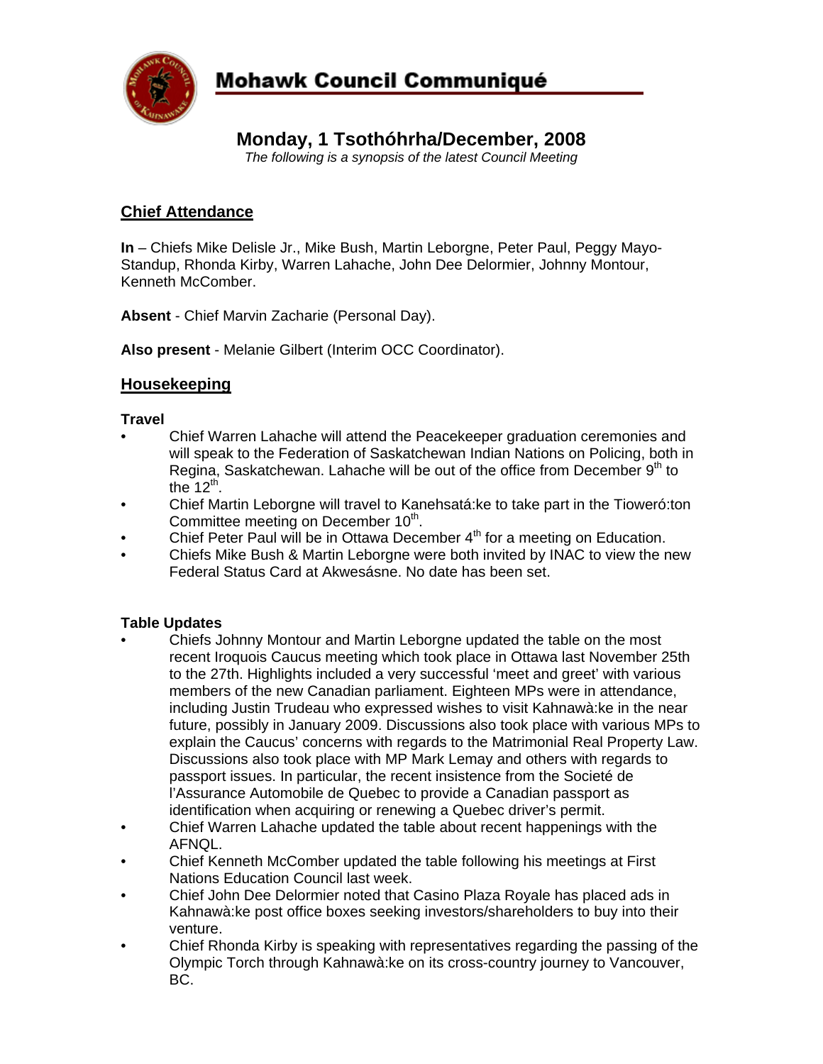# Mohawk Council Communiqué

## Monday, 1 Tsothóhrha/December, 2008

*The following is a synopsis of the latest Council Meeting*

## Chief Attendance

**In** – Chiefs Mike Delisle Jr., Mike Bush, Martin Leborgne, Peter Paul, Peggy Mayo-Standup, Rhonda Kirby, Warren Lahache, John Dee Delormier, Johnny Montour, Kenneth McComber.

**Absent** - Chief Marvin Zacharie (Personal Day).

**Also present** - Melanie Gilbert (Interim OCC Coordinator).

## Housekeeping

### Travel

- Chief Warren Lahache will attend the Peacekeeper graduation ceremonies and will speak to the Federation of Saskatchewan Indian Nations on Policing, both in Regina, Saskatchewan. Lahache will be out of the office from December 9th to the 12th.
- Chief Martin Leborgne will travel to Kanehsatá:ke to take part in the Tioweró:ton Committee meeting on December 10th.
- Chief Peter Paul will be in Ottawa December 4th for a meeting on Education.
- Chiefs Mike Bush & Martin Leborgne were both invited by INAC to view the new Federal Status Card at Akwesásne. No date has been set.

### Table Updates

- Chiefs Johnny Montour and Martin Leborgne updated the table on the most recent Iroquois Caucus meeting which took place in Ottawa last November 25th to the 27th. Highlights included a very successful 'meet and greet' with various members of the new Canadian parliament. Eighteen MPs were in attendance, including Justin Trudeau who expressed wishes to visit Kahnawà:ke in the near future, possibly in January 2009. Discussions also took place with various MPs to explain the Caucus' concerns with regards to the Matrimonial Real Property Law. Discussions also took place with MP Mark Lemay and others with regards to passport issues. In particular, the recent insistence from the Societé de l'Assurance Automobile de Quebec to provide a Canadian passport as identification when acquiring or renewing a Quebec driver's permit.
- Chief Warren Lahache updated the table about recent happenings with the AFNQL.
- Chief Kenneth McComber updated the table following his meetings at First Nations Education Council last week.
- Chief John Dee Delormier noted that Casino Plaza Royale has placed ads in Kahnawà:ke post office boxes seeking investors/shareholders to buy into their venture.
- Chief Rhonda Kirby is speaking with representatives regarding the passing of the Olympic Torch through Kahnawà:ke on its cross-country journey to Vancouver, BC.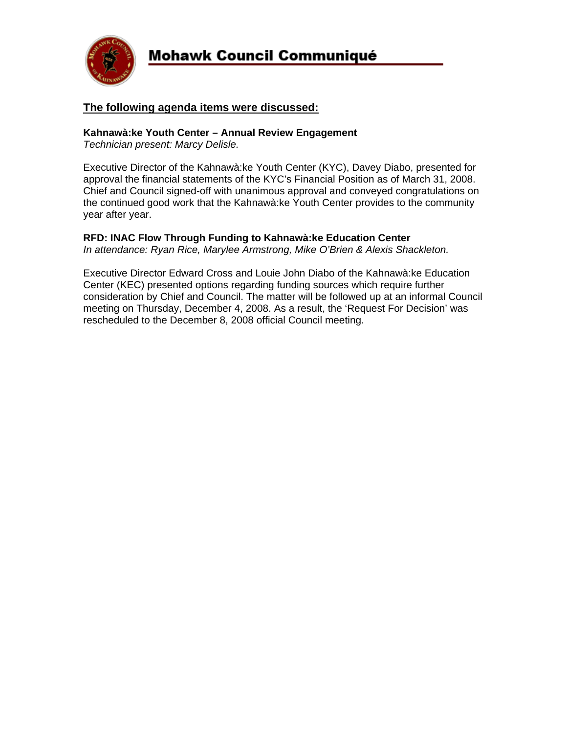# Mohawk Council Communiqué

**The following agenda items were discussed:**

**Kahnawà:ke Youth Center – Annual Review Engagement**
*Technician present: Marcy Delisle.*

Executive Director of the Kahnawà:ke Youth Center (KYC), Davey Diabo, presented for approval the financial statements of the KYC's Financial Position as of March 31, 2008. Chief and Council signed-off with unanimous approval and conveyed congratulations on the continued good work that the Kahnawà:ke Youth Center provides to the community year after year.

**RFD: INAC Flow Through Funding to Kahnawà:ke Education Center**
*In attendance: Ryan Rice, Marylee Armstrong, Mike O'Brien & Alexis Shackleton.*

Executive Director Edward Cross and Louie John Diabo of the Kahnawà:ke Education Center (KEC) presented options regarding funding sources which require further consideration by Chief and Council. The matter will be followed up at an informal Council meeting on Thursday, December 4, 2008. As a result, the 'Request For Decision' was rescheduled to the December 8, 2008 official Council meeting.